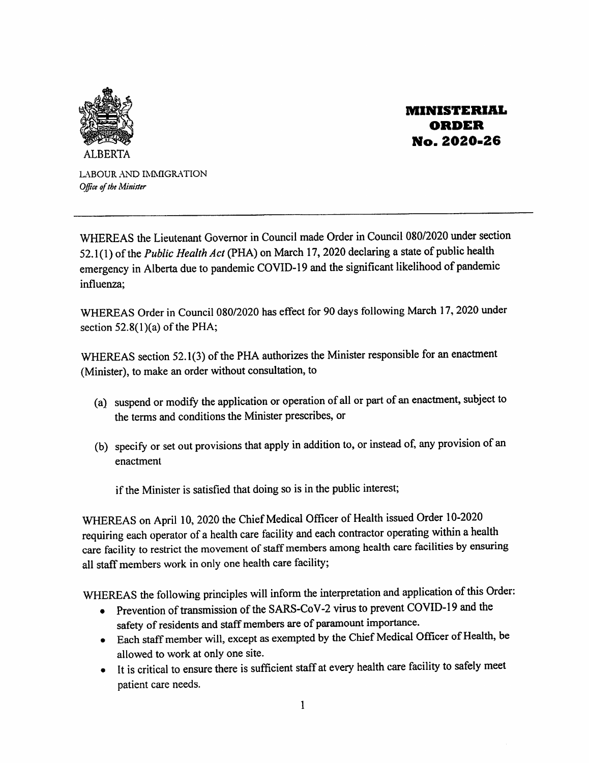ALBERTA

LABOUR AND IMMIGRATION
*Office of the Minister*

# MINISTERIAL ORDER No. 2020-26

---

WHEREAS the Lieutenant Governor in Council made Order in Council 080/2020 under section 52.1(1) of the *Public Health Act* (PHA) on March 17, 2020 declaring a state of public health emergency in Alberta due to pandemic COVID-19 and the significant likelihood of pandemic influenza;

WHEREAS Order in Council 080/2020 has effect for 90 days following March 17, 2020 under section 52.8(1)(a) of the PHA;

WHEREAS section 52.1(3) of the PHA authorizes the Minister responsible for an enactment (Minister), to make an order without consultation, to

(a) suspend or modify the application or operation of all or part of an enactment, subject to the terms and conditions the Minister prescribes, or

(b) specify or set out provisions that apply in addition to, or instead of, any provision of an enactment

if the Minister is satisfied that doing so is in the public interest;

WHEREAS on April 10, 2020 the Chief Medical Officer of Health issued Order 10-2020 requiring each operator of a health care facility and each contractor operating within a health care facility to restrict the movement of staff members among health care facilities by ensuring all staff members work in only one health care facility;

WHEREAS the following principles will inform the interpretation and application of this Order:

- Prevention of transmission of the SARS-CoV-2 virus to prevent COVID-19 and the safety of residents and staff members are of paramount importance.
- Each staff member will, except as exempted by the Chief Medical Officer of Health, be allowed to work at only one site.
- It is critical to ensure there is sufficient staff at every health care facility to safely meet patient care needs.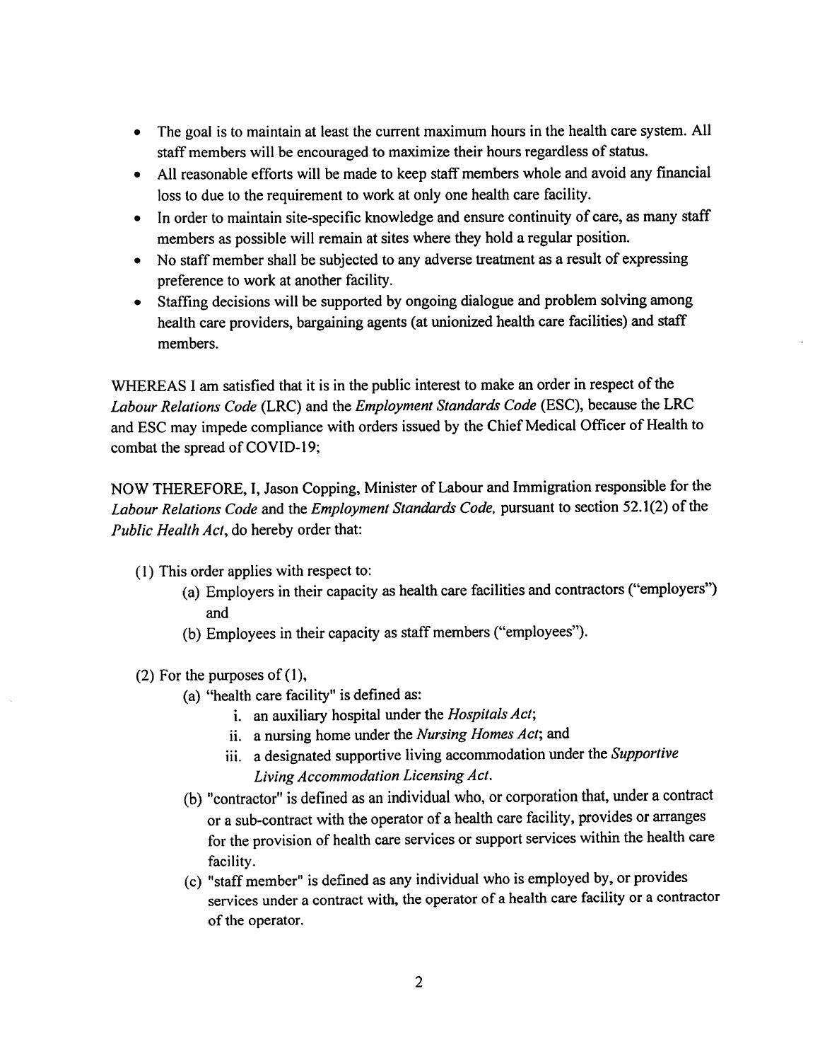- The goal is to maintain at least the current maximum hours in the health care system. All staff members will be encouraged to maximize their hours regardless of status.
- All reasonable efforts will be made to keep staff members whole and avoid any financial loss to due to the requirement to work at only one health care facility.
- In order to maintain site-specific knowledge and ensure continuity of care, as many staff members as possible will remain at sites where they hold a regular position.
- No staff member shall be subjected to any adverse treatment as a result of expressing preference to work at another facility.
- Staffing decisions will be supported by ongoing dialogue and problem solving among health care providers, bargaining agents (at unionized health care facilities) and staff members.

WHEREAS I am satisfied that it is in the public interest to make an order in respect of the *Labour Relations Code* (LRC) and the *Employment Standards Code* (ESC), because the LRC and ESC may impede compliance with orders issued by the Chief Medical Officer of Health to combat the spread of COVID-19;

NOW THEREFORE, I, Jason Copping, Minister of Labour and Immigration responsible for the *Labour Relations Code* and the *Employment Standards Code,* pursuant to section 52.1(2) of the *Public Health Act*, do hereby order that:

(1) This order applies with respect to:

(a) Employers in their capacity as health care facilities and contractors ("employers") and

(b) Employees in their capacity as staff members ("employees").

(2) For the purposes of (1),

(a) "health care facility" is defined as:

i. an auxiliary hospital under the *Hospitals Act*;

ii. a nursing home under the *Nursing Homes Act*; and

iii. a designated supportive living accommodation under the *Supportive Living Accommodation Licensing Act*.

(b) "contractor" is defined as an individual who, or corporation that, under a contract or a sub-contract with the operator of a health care facility, provides or arranges for the provision of health care services or support services within the health care facility.

(c) "staff member" is defined as any individual who is employed by, or provides services under a contract with, the operator of a health care facility or a contractor of the operator.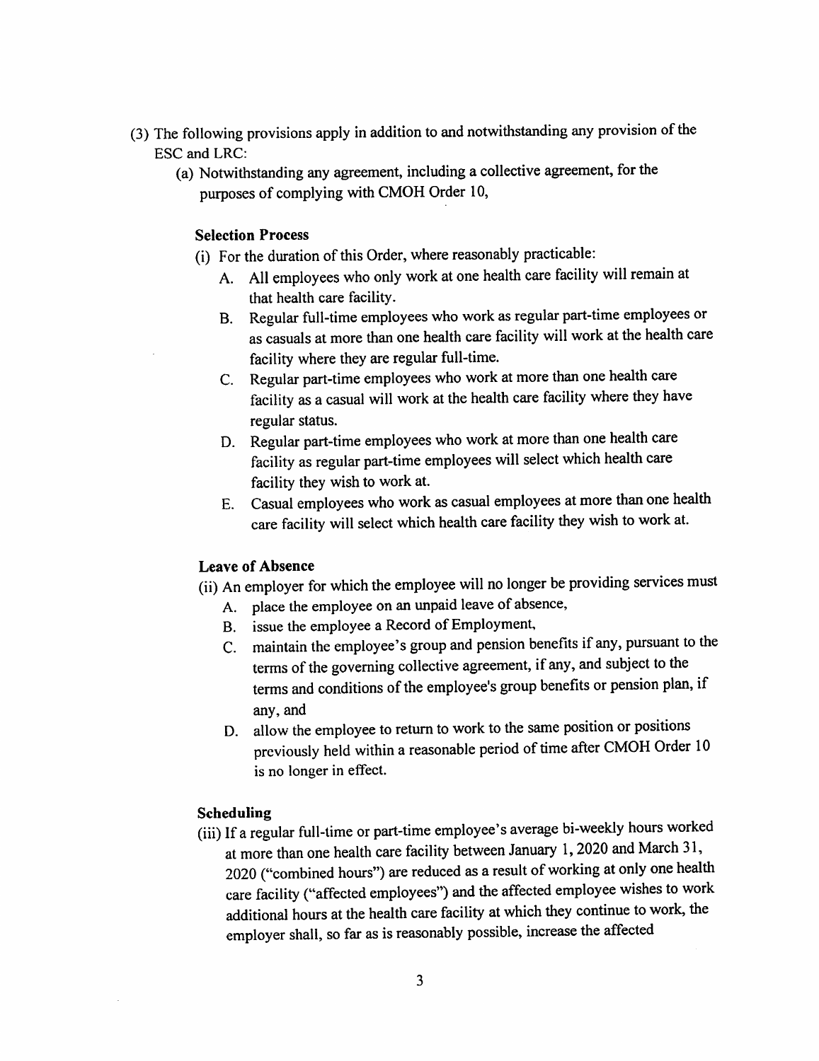(3) The following provisions apply in addition to and notwithstanding any provision of the ESC and LRC:

  (a) Notwithstanding any agreement, including a collective agreement, for the purposes of complying with CMOH Order 10,

**Selection Process**

  (i) For the duration of this Order, where reasonably practicable:

    A. All employees who only work at one health care facility will remain at that health care facility.

    B. Regular full-time employees who work as regular part-time employees or as casuals at more than one health care facility will work at the health care facility where they are regular full-time.

    C. Regular part-time employees who work at more than one health care facility as a casual will work at the health care facility where they have regular status.

    D. Regular part-time employees who work at more than one health care facility as regular part-time employees will select which health care facility they wish to work at.

    E. Casual employees who work as casual employees at more than one health care facility will select which health care facility they wish to work at.

**Leave of Absence**

  (ii) An employer for which the employee will no longer be providing services must

    A. place the employee on an unpaid leave of absence,

    B. issue the employee a Record of Employment,

    C. maintain the employee's group and pension benefits if any, pursuant to the terms of the governing collective agreement, if any, and subject to the terms and conditions of the employee's group benefits or pension plan, if any, and

    D. allow the employee to return to work to the same position or positions previously held within a reasonable period of time after CMOH Order 10 is no longer in effect.

**Scheduling**

  (iii) If a regular full-time or part-time employee's average bi-weekly hours worked at more than one health care facility between January 1, 2020 and March 31, 2020 ("combined hours") are reduced as a result of working at only one health care facility ("affected employees") and the affected employee wishes to work additional hours at the health care facility at which they continue to work, the employer shall, so far as is reasonably possible, increase the affected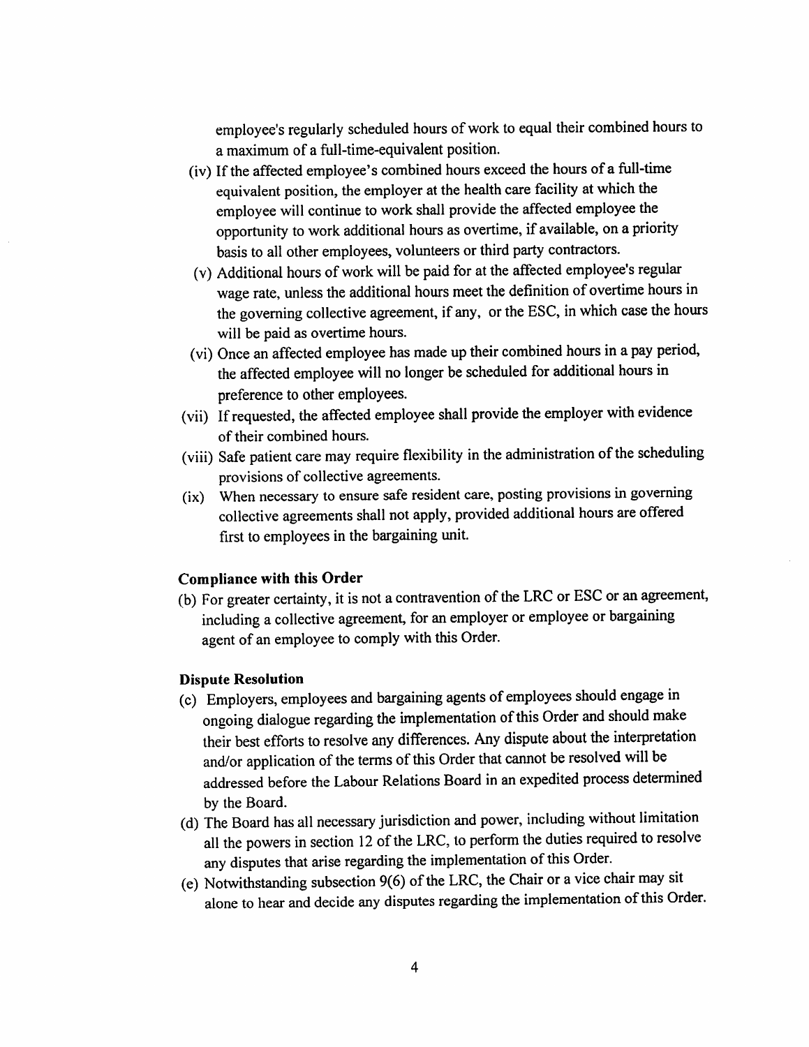employee's regularly scheduled hours of work to equal their combined hours to a maximum of a full-time-equivalent position.

(iv) If the affected employee's combined hours exceed the hours of a full-time equivalent position, the employer at the health care facility at which the employee will continue to work shall provide the affected employee the opportunity to work additional hours as overtime, if available, on a priority basis to all other employees, volunteers or third party contractors.

(v) Additional hours of work will be paid for at the affected employee's regular wage rate, unless the additional hours meet the definition of overtime hours in the governing collective agreement, if any, or the ESC, in which case the hours will be paid as overtime hours.

(vi) Once an affected employee has made up their combined hours in a pay period, the affected employee will no longer be scheduled for additional hours in preference to other employees.

(vii) If requested, the affected employee shall provide the employer with evidence of their combined hours.

(viii) Safe patient care may require flexibility in the administration of the scheduling provisions of collective agreements.

(ix) When necessary to ensure safe resident care, posting provisions in governing collective agreements shall not apply, provided additional hours are offered first to employees in the bargaining unit.

**Compliance with this Order**

(b) For greater certainty, it is not a contravention of the LRC or ESC or an agreement, including a collective agreement, for an employer or employee or bargaining agent of an employee to comply with this Order.

**Dispute Resolution**

(c) Employers, employees and bargaining agents of employees should engage in ongoing dialogue regarding the implementation of this Order and should make their best efforts to resolve any differences. Any dispute about the interpretation and/or application of the terms of this Order that cannot be resolved will be addressed before the Labour Relations Board in an expedited process determined by the Board.

(d) The Board has all necessary jurisdiction and power, including without limitation all the powers in section 12 of the LRC, to perform the duties required to resolve any disputes that arise regarding the implementation of this Order.

(e) Notwithstanding subsection 9(6) of the LRC, the Chair or a vice chair may sit alone to hear and decide any disputes regarding the implementation of this Order.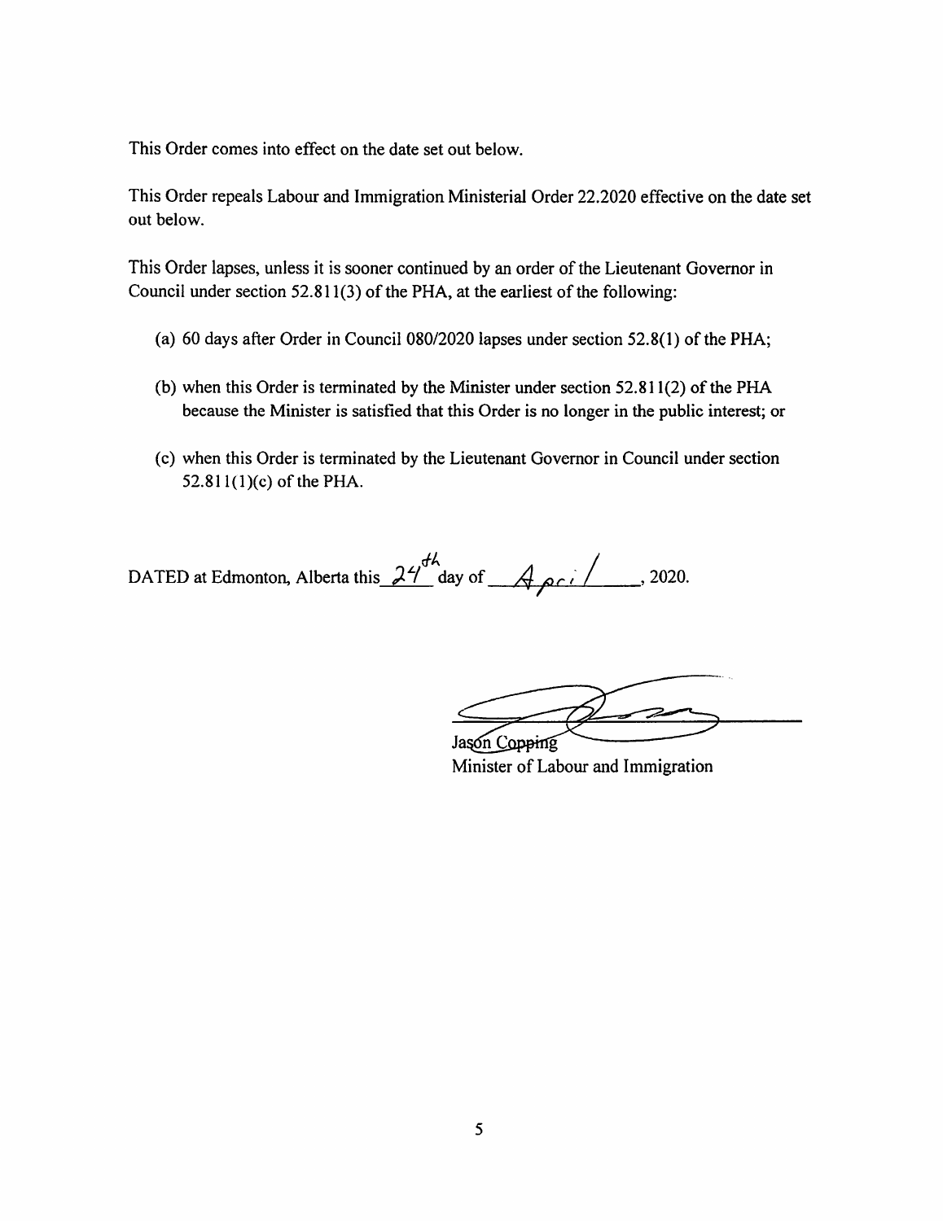This Order comes into effect on the date set out below.

This Order repeals Labour and Immigration Ministerial Order 22.2020 effective on the date set out below.

This Order lapses, unless it is sooner continued by an order of the Lieutenant Governor in Council under section 52.811(3) of the PHA, at the earliest of the following:

(a) 60 days after Order in Council 080/2020 lapses under section 52.8(1) of the PHA;

(b) when this Order is terminated by the Minister under section 52.811(2) of the PHA because the Minister is satisfied that this Order is no longer in the public interest; or

(c) when this Order is terminated by the Lieutenant Governor in Council under section 52.811(1)(c) of the PHA.

DATED at Edmonton, Alberta this 24th day of April, 2020.

Jason Copping
Minister of Labour and Immigration